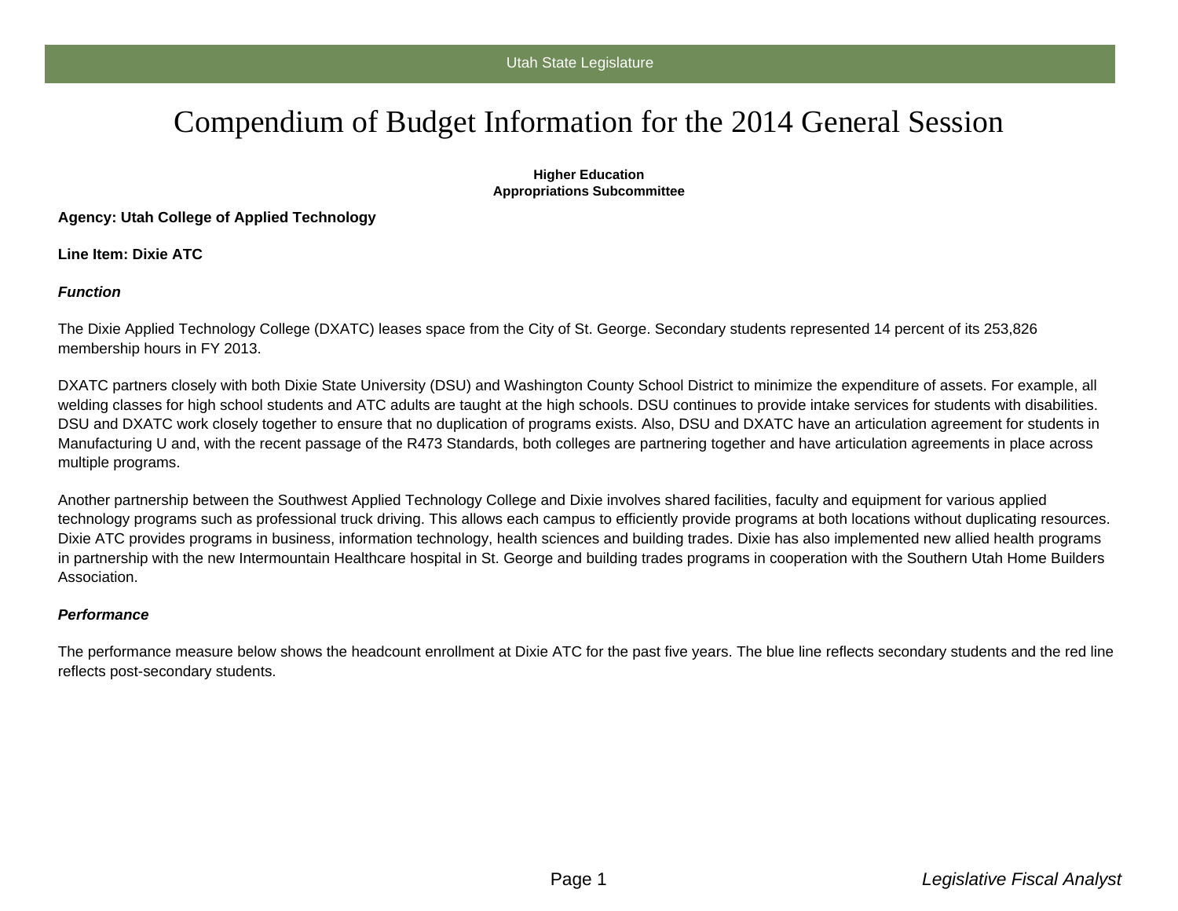# Compendium of Budget Information for the 2014 General Session

**Higher Education**
**Appropriations Subcommittee**

**Agency: Utah College of Applied Technology**

**Line Item: Dixie ATC**

### *Function*

The Dixie Applied Technology College (DXATC) leases space from the City of St. George. Secondary students represented 14 percent of its 253,826 membership hours in FY 2013.

DXATC partners closely with both Dixie State University (DSU) and Washington County School District to minimize the expenditure of assets. For example, all welding classes for high school students and ATC adults are taught at the high schools. DSU continues to provide intake services for students with disabilities. DSU and DXATC work closely together to ensure that no duplication of programs exists. Also, DSU and DXATC have an articulation agreement for students in Manufacturing U and, with the recent passage of the R473 Standards, both colleges are partnering together and have articulation agreements in place across multiple programs.

Another partnership between the Southwest Applied Technology College and Dixie involves shared facilities, faculty and equipment for various applied technology programs such as professional truck driving. This allows each campus to efficiently provide programs at both locations without duplicating resources. Dixie ATC provides programs in business, information technology, health sciences and building trades. Dixie has also implemented new allied health programs in partnership with the new Intermountain Healthcare hospital in St. George and building trades programs in cooperation with the Southern Utah Home Builders Association.

### *Performance*

The performance measure below shows the headcount enrollment at Dixie ATC for the past five years. The blue line reflects secondary students and the red line reflects post-secondary students.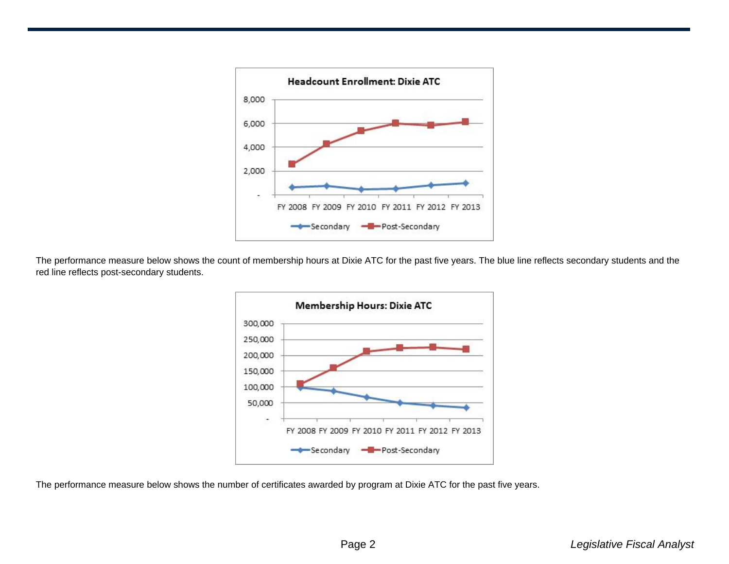The performance measure below shows the count of membership hours at Dixie ATC for the past five years. The blue line reflects secondary students and the red line reflects post-secondary students.

The performance measure below shows the number of certificates awarded by program at Dixie ATC for the past five years.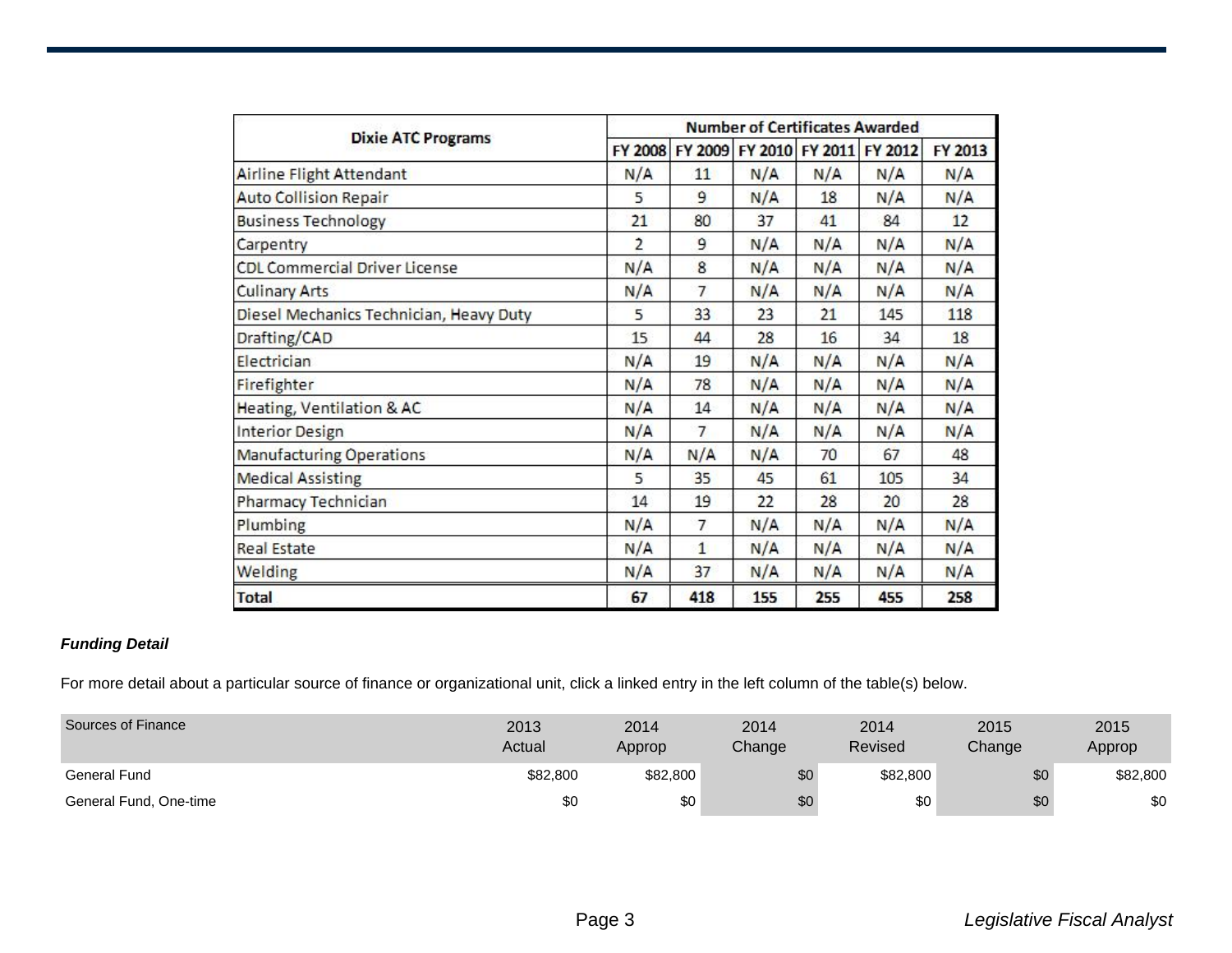| Dixie ATC Programs | Number of Certificates Awarded | | | | | |
|---|---|---|---|---|---|---|
| | FY 2008 | FY 2009 | FY 2010 | FY 2011 | FY 2012 | FY 2013 |
| Airline Flight Attendant | N/A | 11 | N/A | N/A | N/A | N/A |
| Auto Collision Repair | 5 | 9 | N/A | 18 | N/A | N/A |
| Business Technology | 21 | 80 | 37 | 41 | 84 | 12 |
| Carpentry | 2 | 9 | N/A | N/A | N/A | N/A |
| CDL Commercial Driver License | N/A | 8 | N/A | N/A | N/A | N/A |
| Culinary Arts | N/A | 7 | N/A | N/A | N/A | N/A |
| Diesel Mechanics Technician, Heavy Duty | 5 | 33 | 23 | 21 | 145 | 118 |
| Drafting/CAD | 15 | 44 | 28 | 16 | 34 | 18 |
| Electrician | N/A | 19 | N/A | N/A | N/A | N/A |
| Firefighter | N/A | 78 | N/A | N/A | N/A | N/A |
| Heating, Ventilation & AC | N/A | 14 | N/A | N/A | N/A | N/A |
| Interior Design | N/A | 7 | N/A | N/A | N/A | N/A |
| Manufacturing Operations | N/A | N/A | N/A | 70 | 67 | 48 |
| Medical Assisting | 5 | 35 | 45 | 61 | 105 | 34 |
| Pharmacy Technician | 14 | 19 | 22 | 28 | 20 | 28 |
| Plumbing | N/A | 7 | N/A | N/A | N/A | N/A |
| Real Estate | N/A | 1 | N/A | N/A | N/A | N/A |
| Welding | N/A | 37 | N/A | N/A | N/A | N/A |
| **Total** | **67** | **418** | **155** | **255** | **455** | **258** |

***Funding Detail***

For more detail about a particular source of finance or organizational unit, click a linked entry in the left column of the table(s) below.

| Sources of Finance | 2013 Actual | 2014 Approp | 2014 Change | 2014 Revised | 2015 Change | 2015 Approp |
|---|---|---|---|---|---|---|
| General Fund | $82,800 | $82,800 | $0 | $82,800 | $0 | $82,800 |
| General Fund, One-time | $0 | $0 | $0 | $0 | $0 | $0 |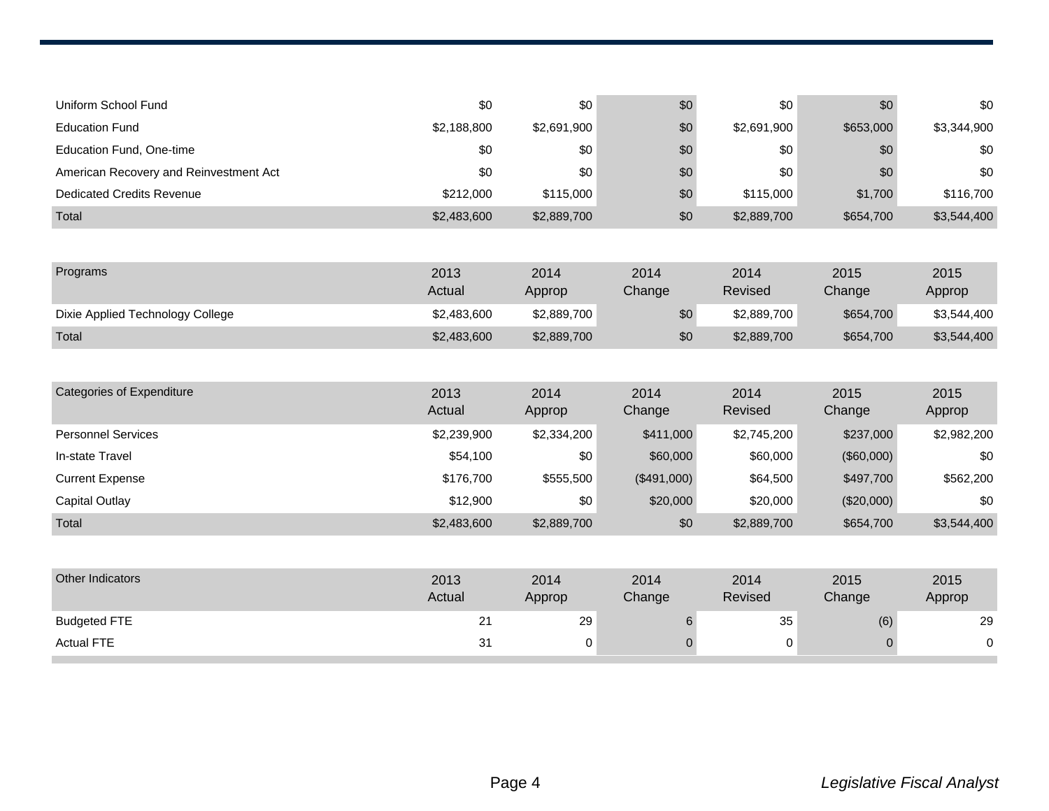| Sources of Finance | 2013 Actual | 2014 Approp | 2014 Change | 2014 Revised | 2015 Change | 2015 Approp |
|---|---|---|---|---|---|---|
| Uniform School Fund | $0 | $0 | $0 | $0 | $0 | $0 |
| Education Fund | $2,188,800 | $2,691,900 | $0 | $2,691,900 | $653,000 | $3,344,900 |
| Education Fund, One-time | $0 | $0 | $0 | $0 | $0 | $0 |
| American Recovery and Reinvestment Act | $0 | $0 | $0 | $0 | $0 | $0 |
| Dedicated Credits Revenue | $212,000 | $115,000 | $0 | $115,000 | $1,700 | $116,700 |
| Total | $2,483,600 | $2,889,700 | $0 | $2,889,700 | $654,700 | $3,544,400 |

| Programs | 2013 Actual | 2014 Approp | 2014 Change | 2014 Revised | 2015 Change | 2015 Approp |
|---|---|---|---|---|---|---|
| Dixie Applied Technology College | $2,483,600 | $2,889,700 | $0 | $2,889,700 | $654,700 | $3,544,400 |
| Total | $2,483,600 | $2,889,700 | $0 | $2,889,700 | $654,700 | $3,544,400 |

| Categories of Expenditure | 2013 Actual | 2014 Approp | 2014 Change | 2014 Revised | 2015 Change | 2015 Approp |
|---|---|---|---|---|---|---|
| Personnel Services | $2,239,900 | $2,334,200 | $411,000 | $2,745,200 | $237,000 | $2,982,200 |
| In-state Travel | $54,100 | $0 | $60,000 | $60,000 | ($60,000) | $0 |
| Current Expense | $176,700 | $555,500 | ($491,000) | $64,500 | $497,700 | $562,200 |
| Capital Outlay | $12,900 | $0 | $20,000 | $20,000 | ($20,000) | $0 |
| Total | $2,483,600 | $2,889,700 | $0 | $2,889,700 | $654,700 | $3,544,400 |

| Other Indicators | 2013 Actual | 2014 Approp | 2014 Change | 2014 Revised | 2015 Change | 2015 Approp |
|---|---|---|---|---|---|---|
| Budgeted FTE | 21 | 29 | 6 | 35 | (6) | 29 |
| Actual FTE | 31 | 0 | 0 | 0 | 0 | 0 |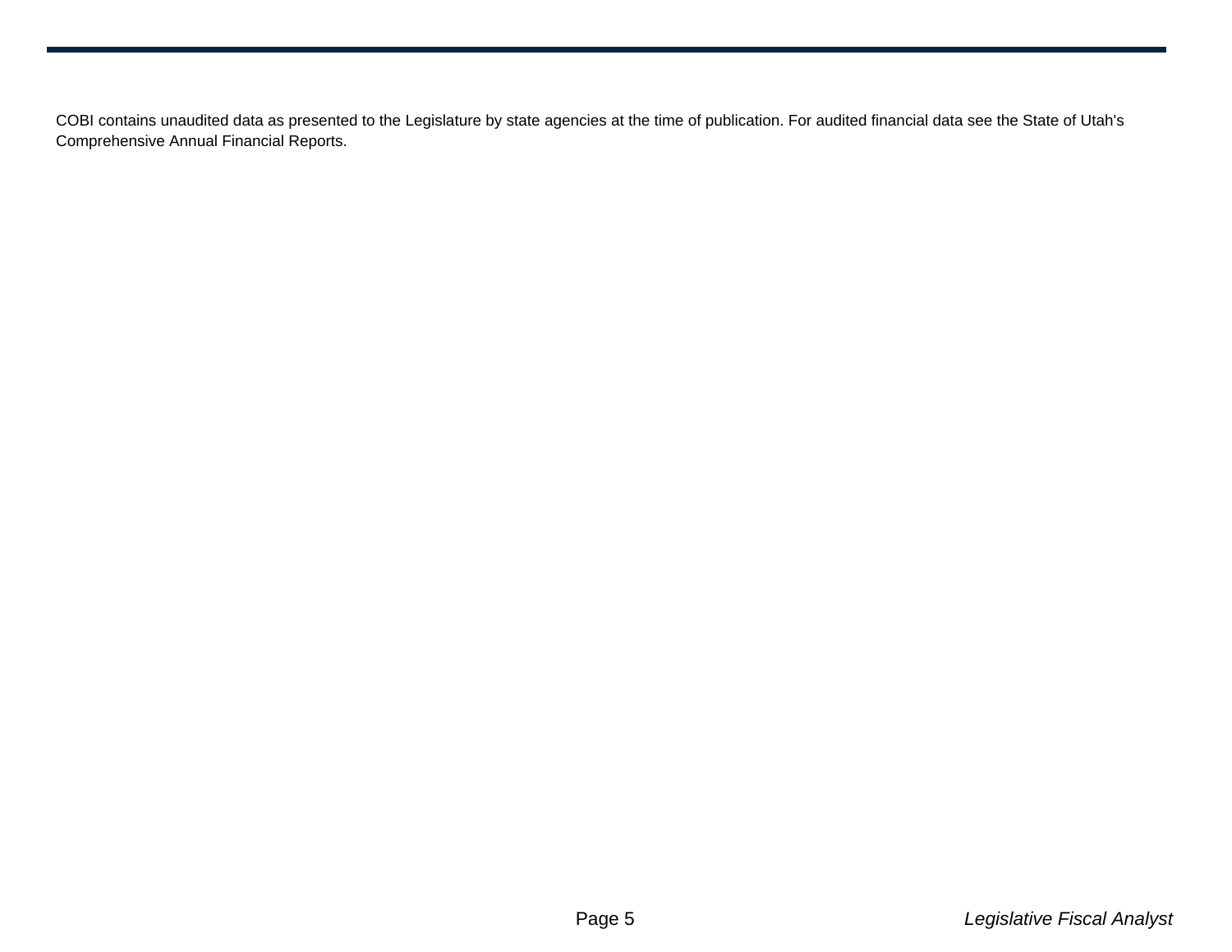COBI contains unaudited data as presented to the Legislature by state agencies at the time of publication. For audited financial data see the State of Utah's Comprehensive Annual Financial Reports.